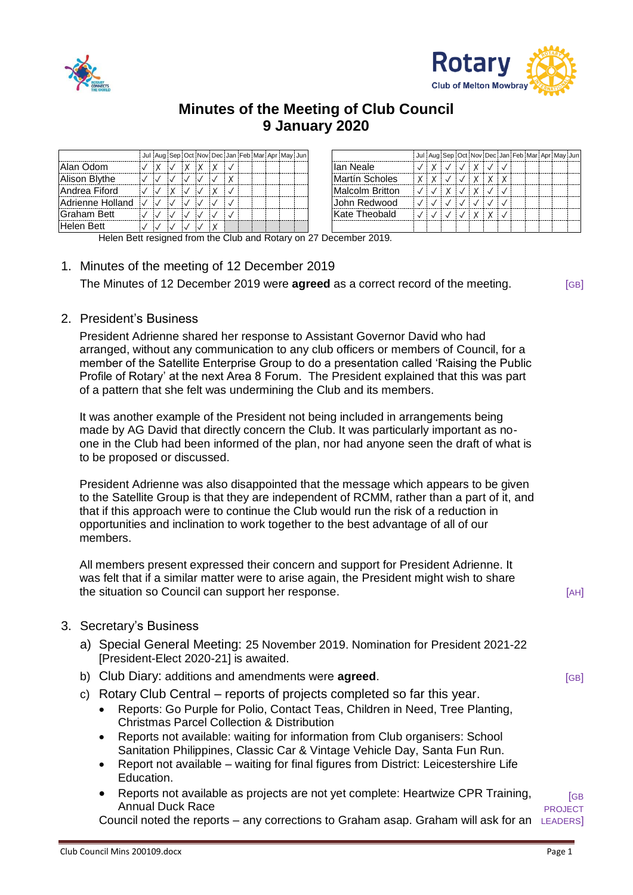# Minutes of the Meeting of Club Council
# 9 January 2020

| | Jul | Aug | Sep | Oct | Nov | Dec | Jan | Feb | Mar | Apr | May | Jun |
|---|---|---|---|---|---|---|---|---|---|---|---|---|
| Alan Odom | ✓ | X | ✓ | X | X | X | ✓ | | | | | |
| Alison Blythe | ✓ | ✓ | ✓ | ✓ | ✓ | ✓ | X | | | | | |
| Andrea Fiford | ✓ | ✓ | X | ✓ | ✓ | X | ✓ | | | | | |
| Adrienne Holland | ✓ | ✓ | ✓ | ✓ | ✓ | ✓ | ✓ | | | | | |
| Graham Bett | ✓ | ✓ | ✓ | ✓ | ✓ | ✓ | ✓ | | | | | |
| Helen Bett | ✓ | ✓ | ✓ | ✓ | ✓ | X | | | | | | |

| | Jul | Aug | Sep | Oct | Nov | Dec | Jan | Feb | Mar | Apr | May | Jun |
|---|---|---|---|---|---|---|---|---|---|---|---|---|
| Ian Neale | ✓ | X | ✓ | ✓ | X | ✓ | ✓ | | | | | |
| Martín Scholes | X | X | ✓ | ✓ | X | X | X | | | | | |
| Malcolm Britton | ✓ | ✓ | X | ✓ | X | ✓ | ✓ | | | | | |
| John Redwood | ✓ | ✓ | ✓ | ✓ | ✓ | ✓ | ✓ | | | | | |
| Kate Theobald | ✓ | ✓ | ✓ | ✓ | X | X | ✓ | | | | | |

Helen Bett resigned from the Club and Rotary on 27 December 2019.

1. Minutes of the meeting of 12 December 2019

   The Minutes of 12 December 2019 were **agreed** as a correct record of the meeting. [GB]

2. President's Business

   President Adrienne shared her response to Assistant Governor David who had arranged, without any communication to any club officers or members of Council, for a member of the Satellite Enterprise Group to do a presentation called 'Raising the Public Profile of Rotary' at the next Area 8 Forum. The President explained that this was part of a pattern that she felt was undermining the Club and its members.

   It was another example of the President not being included in arrangements being made by AG David that directly concern the Club. It was particularly important as no-one in the Club had been informed of the plan, nor had anyone seen the draft of what is to be proposed or discussed.

   President Adrienne was also disappointed that the message which appears to be given to the Satellite Group is that they are independent of RCMM, rather than a part of it, and that if this approach were to continue the Club would run the risk of a reduction in opportunities and inclination to work together to the best advantage of all of our members.

   All members present expressed their concern and support for President Adrienne. It was felt that if a similar matter were to arise again, the President might wish to share the situation so Council can support her response. [AH]

3. Secretary's Business

   a) Special General Meeting: 25 November 2019. Nomination for President 2021-22 [President-Elect 2020-21] is awaited.

   b) Club Diary: additions and amendments were **agreed**. [GB]

   c) Rotary Club Central – reports of projects completed so far this year.
      - Reports: Go Purple for Polio, Contact Teas, Children in Need, Tree Planting, Christmas Parcel Collection & Distribution
      - Reports not available: waiting for information from Club organisers: School Sanitation Philippines, Classic Car & Vintage Vehicle Day, Santa Fun Run.
      - Report not available – waiting for final figures from District: Leicestershire Life Education.
      - Reports not available as projects are not yet complete: Heartwize CPR Training, Annual Duck Race

      Council noted the reports – any corrections to Graham asap. Graham will ask for an [GB PROJECT LEADERS]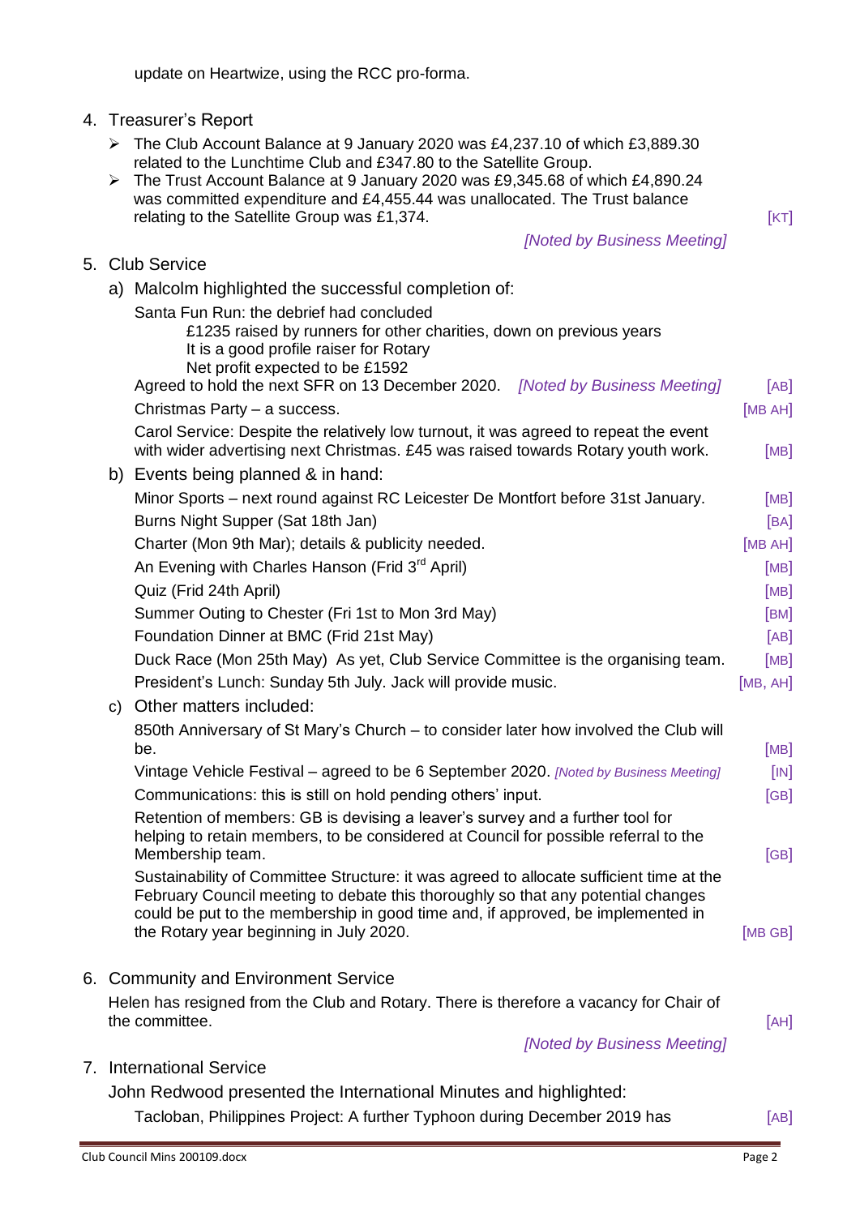update on Heartwize, using the RCC pro-forma.

4. Treasurer's Report
   - The Club Account Balance at 9 January 2020 was £4,237.10 of which £3,889.30 related to the Lunchtime Club and £347.80 to the Satellite Group.
   - The Trust Account Balance at 9 January 2020 was £9,345.68 of which £4,890.24 was committed expenditure and £4,455.44 was unallocated. The Trust balance relating to the Satellite Group was £1,374. [KT]

   *[Noted by Business Meeting]*

5. Club Service
   a) Malcolm highlighted the successful completion of:

      Santa Fun Run: the debrief had concluded

      £1235 raised by runners for other charities, down on previous years
      It is a good profile raiser for Rotary
      Net profit expected to be £1592

      Agreed to hold the next SFR on 13 December 2020. *[Noted by Business Meeting]* [AB]

      Christmas Party – a success. [MB AH]

      Carol Service: Despite the relatively low turnout, it was agreed to repeat the event with wider advertising next Christmas. £45 was raised towards Rotary youth work. [MB]

   b) Events being planned & in hand:

      Minor Sports – next round against RC Leicester De Montfort before 31st January. [MB]

      Burns Night Supper (Sat 18th Jan) [BA]

      Charter (Mon 9th Mar); details & publicity needed. [MB AH]

      An Evening with Charles Hanson (Frid 3rd April) [MB]

      Quiz (Frid 24th April) [MB]

      Summer Outing to Chester (Fri 1st to Mon 3rd May) [BM]

      Foundation Dinner at BMC (Frid 21st May) [AB]

      Duck Race (Mon 25th May) As yet, Club Service Committee is the organising team. [MB]

      President's Lunch: Sunday 5th July. Jack will provide music. [MB, AH]

   c) Other matters included:

      850th Anniversary of St Mary's Church – to consider later how involved the Club will be. [MB]

      Vintage Vehicle Festival – agreed to be 6 September 2020. *[Noted by Business Meeting]* [IN]

      Communications: this is still on hold pending others' input. [GB]

      Retention of members: GB is devising a leaver's survey and a further tool for helping to retain members, to be considered at Council for possible referral to the Membership team. [GB]

      Sustainability of Committee Structure: it was agreed to allocate sufficient time at the February Council meeting to debate this thoroughly so that any potential changes could be put to the membership in good time and, if approved, be implemented in the Rotary year beginning in July 2020. [MB GB]

6. Community and Environment Service

   Helen has resigned from the Club and Rotary. There is therefore a vacancy for Chair of the committee. [AH]

   *[Noted by Business Meeting]*

7. International Service

   John Redwood presented the International Minutes and highlighted:

   Tacloban, Philippines Project: A further Typhoon during December 2019 has [AB]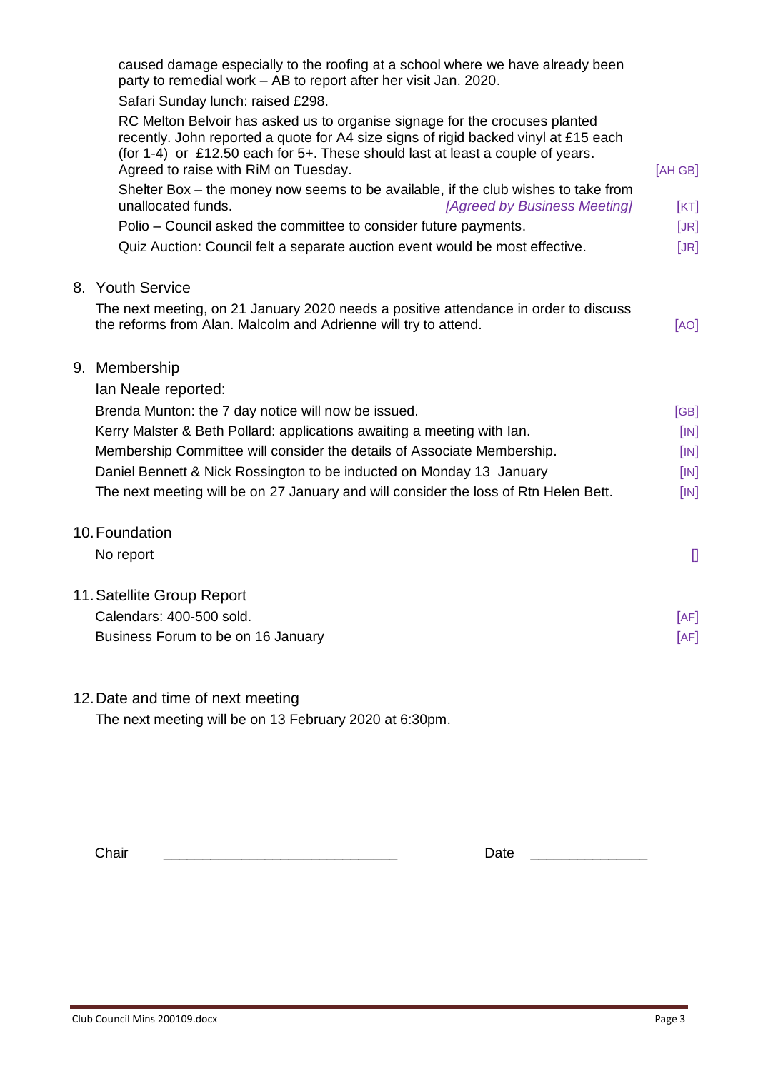caused damage especially to the roofing at a school where we have already been party to remedial work – AB to report after her visit Jan. 2020.

Safari Sunday lunch: raised £298.

RC Melton Belvoir has asked us to organise signage for the crocuses planted recently. John reported a quote for A4 size signs of rigid backed vinyl at £15 each (for 1-4) or £12.50 each for 5+. These should last at least a couple of years. Agreed to raise with RiM on Tuesday. [AH GB]

Shelter Box – the money now seems to be available, if the club wishes to take from unallocated funds. *[Agreed by Business Meeting]* [KT]

Polio – Council asked the committee to consider future payments. [JR]

Quiz Auction: Council felt a separate auction event would be most effective. [JR]

8. Youth Service

The next meeting, on 21 January 2020 needs a positive attendance in order to discuss the reforms from Alan. Malcolm and Adrienne will try to attend. [AO]

9. Membership

Ian Neale reported:

Brenda Munton: the 7 day notice will now be issued. [GB]

Kerry Malster & Beth Pollard: applications awaiting a meeting with Ian. [IN]

Membership Committee will consider the details of Associate Membership. [IN]

Daniel Bennett & Nick Rossington to be inducted on Monday 13 January [IN]

The next meeting will be on 27 January and will consider the loss of Rtn Helen Bett. [IN]

10. Foundation

No report []

11. Satellite Group Report

Calendars: 400-500 sold. [AF]

Business Forum to be on 16 January [AF]

12. Date and time of next meeting

The next meeting will be on 13 February 2020 at 6:30pm.

Chair ____________________________ Date ______________